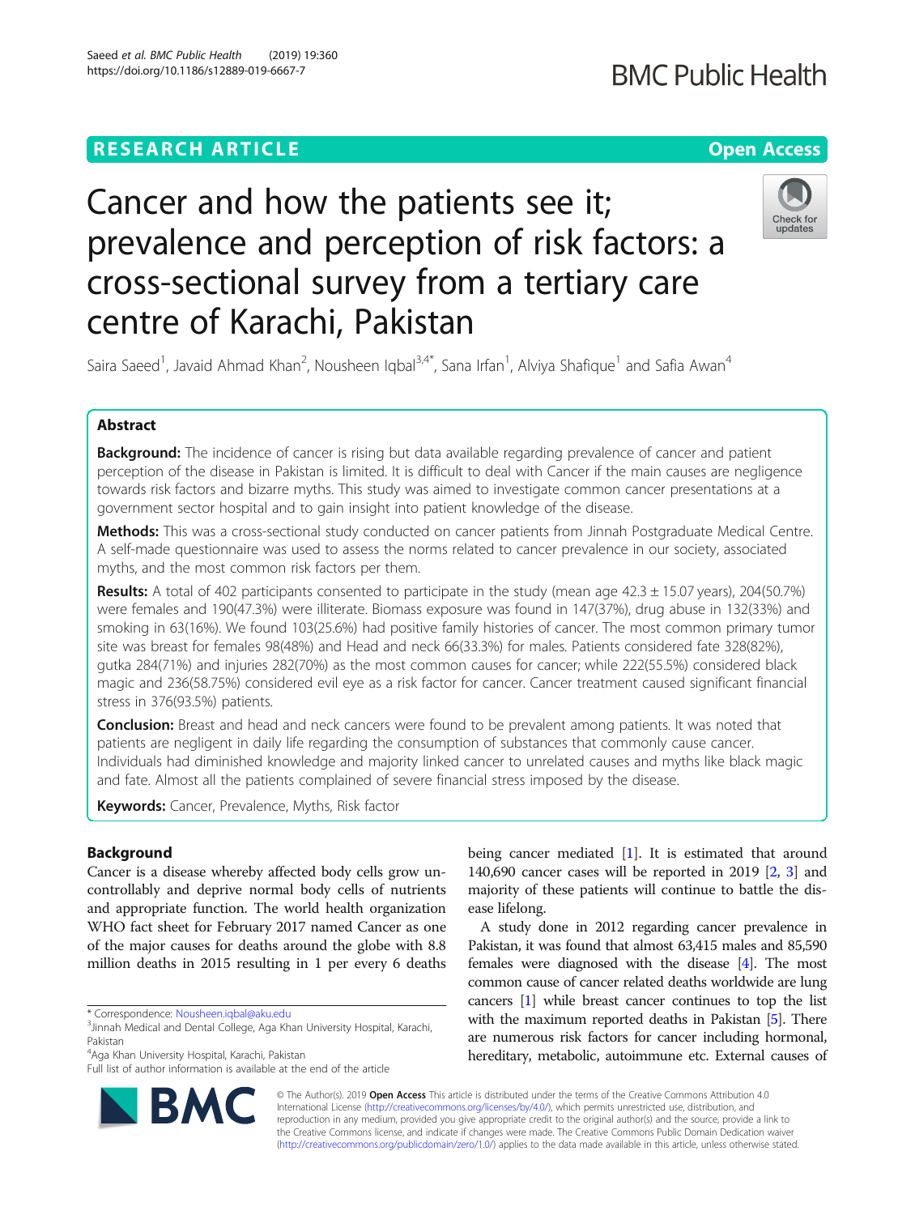RESEARCH ARTICLE

Open Access

# Cancer and how the patients see it; prevalence and perception of risk factors: a cross-sectional survey from a tertiary care centre of Karachi, Pakistan

Saira Saeed[1], Javaid Ahmad Khan[2], Nousheen Iqbal[3,4*], Sana Irfan[1], Alviya Shafique[1] and Safia Awan[4]

## Abstract

**Background:** The incidence of cancer is rising but data available regarding prevalence of cancer and patient perception of the disease in Pakistan is limited. It is difficult to deal with Cancer if the main causes are negligence towards risk factors and bizarre myths. This study was aimed to investigate common cancer presentations at a government sector hospital and to gain insight into patient knowledge of the disease.

**Methods:** This was a cross-sectional study conducted on cancer patients from Jinnah Postgraduate Medical Centre. A self-made questionnaire was used to assess the norms related to cancer prevalence in our society, associated myths, and the most common risk factors per them.

**Results:** A total of 402 participants consented to participate in the study (mean age 42.3 ± 15.07 years), 204(50.7%) were females and 190(47.3%) were illiterate. Biomass exposure was found in 147(37%), drug abuse in 132(33%) and smoking in 63(16%). We found 103(25.6%) had positive family histories of cancer. The most common primary tumor site was breast for females 98(48%) and Head and neck 66(33.3%) for males. Patients considered fate 328(82%), gutka 284(71%) and injuries 282(70%) as the most common causes for cancer; while 222(55.5%) considered black magic and 236(58.75%) considered evil eye as a risk factor for cancer. Cancer treatment caused significant financial stress in 376(93.5%) patients.

**Conclusion:** Breast and head and neck cancers were found to be prevalent among patients. It was noted that patients are negligent in daily life regarding the consumption of substances that commonly cause cancer. Individuals had diminished knowledge and majority linked cancer to unrelated causes and myths like black magic and fate. Almost all the patients complained of severe financial stress imposed by the disease.

**Keywords:** Cancer, Prevalence, Myths, Risk factor

## Background

Cancer is a disease whereby affected body cells grow uncontrollably and deprive normal body cells of nutrients and appropriate function. The world health organization WHO fact sheet for February 2017 named Cancer as one of the major causes for deaths around the globe with 8.8 million deaths in 2015 resulting in 1 per every 6 deaths being cancer mediated [1]. It is estimated that around 140,690 cancer cases will be reported in 2019 [2, 3] and majority of these patients will continue to battle the disease lifelong.

A study done in 2012 regarding cancer prevalence in Pakistan, it was found that almost 63,415 males and 85,590 females were diagnosed with the disease [4]. The most common cause of cancer related deaths worldwide are lung cancers [1] while breast cancer continues to top the list with the maximum reported deaths in Pakistan [5]. There are numerous risk factors for cancer including hormonal, hereditary, metabolic, autoimmune etc. External causes of

\* Correspondence: Nousheen.iqbal@aku.edu
[3]Jinnah Medical and Dental College, Aga Khan University Hospital, Karachi, Pakistan
[4]Aga Khan University Hospital, Karachi, Pakistan
Full list of author information is available at the end of the article

© The Author(s). 2019 **Open Access** This article is distributed under the terms of the Creative Commons Attribution 4.0 International License (http://creativecommons.org/licenses/by/4.0/), which permits unrestricted use, distribution, and reproduction in any medium, provided you give appropriate credit to the original author(s) and the source, provide a link to the Creative Commons license, and indicate if changes were made. The Creative Commons Public Domain Dedication waiver (http://creativecommons.org/publicdomain/zero/1.0/) applies to the data made available in this article, unless otherwise stated.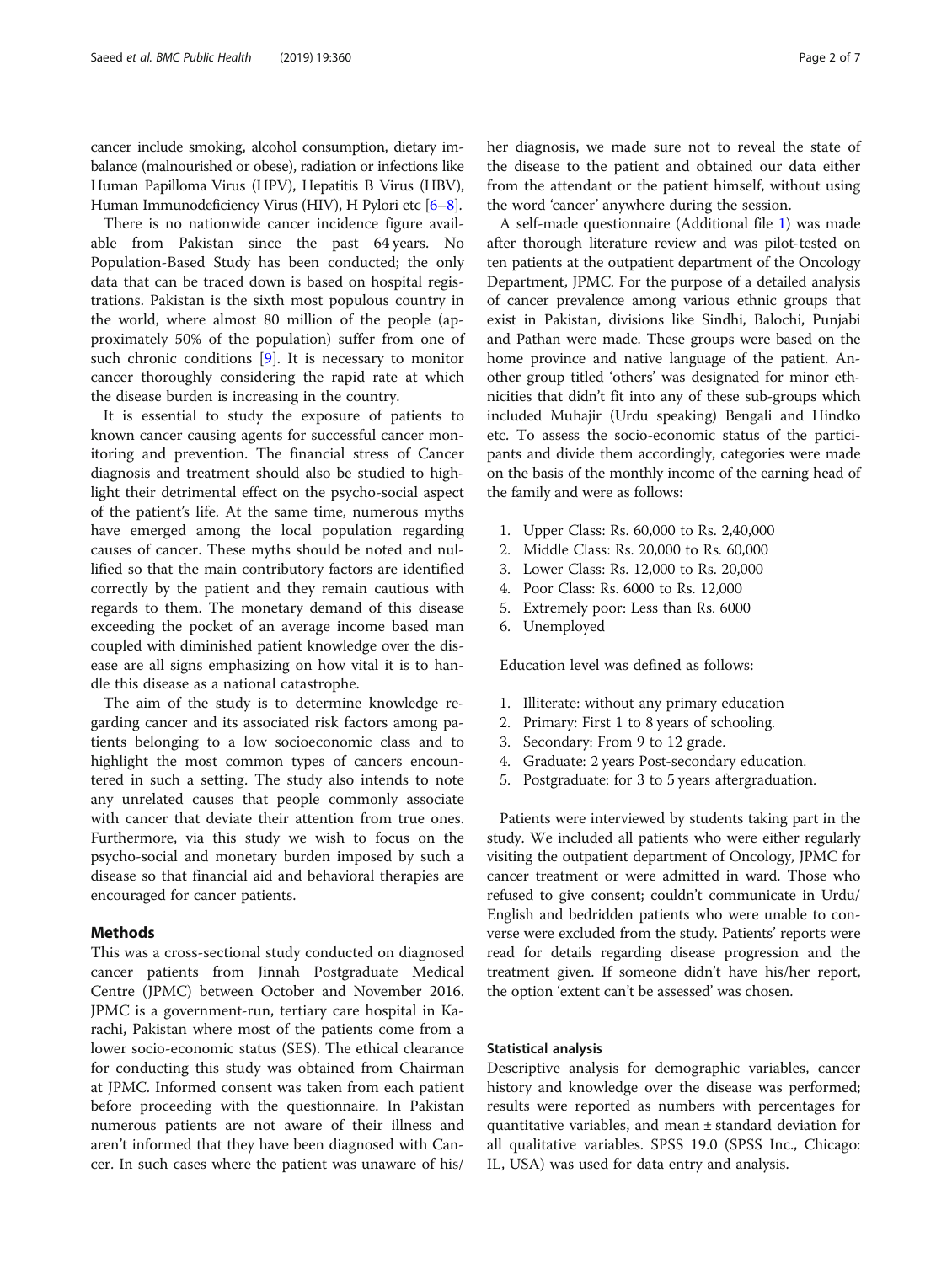cancer include smoking, alcohol consumption, dietary imbalance (malnourished or obese), radiation or infections like Human Papilloma Virus (HPV), Hepatitis B Virus (HBV), Human Immunodeficiency Virus (HIV), H Pylori etc [6–8].

There is no nationwide cancer incidence figure available from Pakistan since the past 64 years. No Population-Based Study has been conducted; the only data that can be traced down is based on hospital registrations. Pakistan is the sixth most populous country in the world, where almost 80 million of the people (approximately 50% of the population) suffer from one of such chronic conditions [9]. It is necessary to monitor cancer thoroughly considering the rapid rate at which the disease burden is increasing in the country.

It is essential to study the exposure of patients to known cancer causing agents for successful cancer monitoring and prevention. The financial stress of Cancer diagnosis and treatment should also be studied to highlight their detrimental effect on the psycho-social aspect of the patient's life. At the same time, numerous myths have emerged among the local population regarding causes of cancer. These myths should be noted and nullified so that the main contributory factors are identified correctly by the patient and they remain cautious with regards to them. The monetary demand of this disease exceeding the pocket of an average income based man coupled with diminished patient knowledge over the disease are all signs emphasizing on how vital it is to handle this disease as a national catastrophe.

The aim of the study is to determine knowledge regarding cancer and its associated risk factors among patients belonging to a low socioeconomic class and to highlight the most common types of cancers encountered in such a setting. The study also intends to note any unrelated causes that people commonly associate with cancer that deviate their attention from true ones. Furthermore, via this study we wish to focus on the psycho-social and monetary burden imposed by such a disease so that financial aid and behavioral therapies are encouraged for cancer patients.

## Methods

This was a cross-sectional study conducted on diagnosed cancer patients from Jinnah Postgraduate Medical Centre (JPMC) between October and November 2016. JPMC is a government-run, tertiary care hospital in Karachi, Pakistan where most of the patients come from a lower socio-economic status (SES). The ethical clearance for conducting this study was obtained from Chairman at JPMC. Informed consent was taken from each patient before proceeding with the questionnaire. In Pakistan numerous patients are not aware of their illness and aren't informed that they have been diagnosed with Cancer. In such cases where the patient was unaware of his/her diagnosis, we made sure not to reveal the state of the disease to the patient and obtained our data either from the attendant or the patient himself, without using the word 'cancer' anywhere during the session.

A self-made questionnaire (Additional file 1) was made after thorough literature review and was pilot-tested on ten patients at the outpatient department of the Oncology Department, JPMC. For the purpose of a detailed analysis of cancer prevalence among various ethnic groups that exist in Pakistan, divisions like Sindhi, Balochi, Punjabi and Pathan were made. These groups were based on the home province and native language of the patient. Another group titled 'others' was designated for minor ethnicities that didn't fit into any of these sub-groups which included Muhajir (Urdu speaking) Bengali and Hindko etc. To assess the socio-economic status of the participants and divide them accordingly, categories were made on the basis of the monthly income of the earning head of the family and were as follows:

1. Upper Class: Rs. 60,000 to Rs. 2,40,000
2. Middle Class: Rs. 20,000 to Rs. 60,000
3. Lower Class: Rs. 12,000 to Rs. 20,000
4. Poor Class: Rs. 6000 to Rs. 12,000
5. Extremely poor: Less than Rs. 6000
6. Unemployed

Education level was defined as follows:

1. Illiterate: without any primary education
2. Primary: First 1 to 8 years of schooling.
3. Secondary: From 9 to 12 grade.
4. Graduate: 2 years Post-secondary education.
5. Postgraduate: for 3 to 5 years aftergraduation.

Patients were interviewed by students taking part in the study. We included all patients who were either regularly visiting the outpatient department of Oncology, JPMC for cancer treatment or were admitted in ward. Those who refused to give consent; couldn't communicate in Urdu/English and bedridden patients who were unable to converse were excluded from the study. Patients' reports were read for details regarding disease progression and the treatment given. If someone didn't have his/her report, the option 'extent can't be assessed' was chosen.

### Statistical analysis

Descriptive analysis for demographic variables, cancer history and knowledge over the disease was performed; results were reported as numbers with percentages for quantitative variables, and mean ± standard deviation for all qualitative variables. SPSS 19.0 (SPSS Inc., Chicago: IL, USA) was used for data entry and analysis.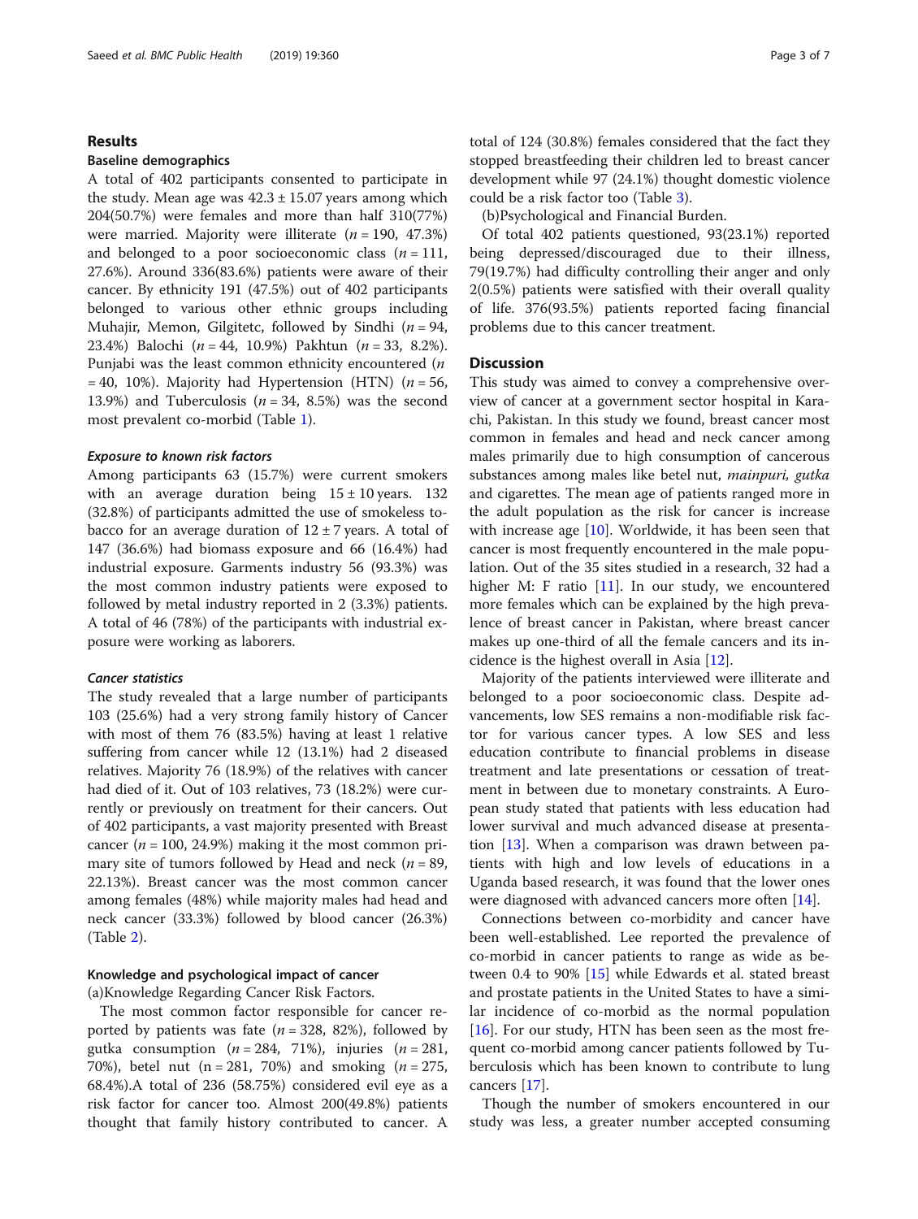## Results

### Baseline demographics

A total of 402 participants consented to participate in the study. Mean age was $42.3 \pm 15.07$ years among which 204(50.7%) were females and more than half 310(77%) were married. Majority were illiterate ($n = 190$, 47.3%) and belonged to a poor socioeconomic class ($n = 111$, 27.6%). Around 336(83.6%) patients were aware of their cancer. By ethnicity 191 (47.5%) out of 402 participants belonged to various other ethnic groups including Muhajir, Memon, Gilgitetc, followed by Sindhi ($n = 94$, 23.4%) Balochi ($n = 44$, 10.9%) Pakhtun ($n = 33$, 8.2%). Punjabi was the least common ethnicity encountered ($n = 40$, 10%). Majority had Hypertension (HTN) ($n = 56$, 13.9%) and Tuberculosis ($n = 34$, 8.5%) was the second most prevalent co-morbid (Table 1).

#### *Exposure to known risk factors*

Among participants 63 (15.7%) were current smokers with an average duration being $15 \pm 10$ years. 132 (32.8%) of participants admitted the use of smokeless tobacco for an average duration of $12 \pm 7$ years. A total of 147 (36.6%) had biomass exposure and 66 (16.4%) had industrial exposure. Garments industry 56 (93.3%) was the most common industry patients were exposed to followed by metal industry reported in 2 (3.3%) patients. A total of 46 (78%) of the participants with industrial exposure were working as laborers.

#### *Cancer statistics*

The study revealed that a large number of participants 103 (25.6%) had a very strong family history of Cancer with most of them 76 (83.5%) having at least 1 relative suffering from cancer while 12 (13.1%) had 2 diseased relatives. Majority 76 (18.9%) of the relatives with cancer had died of it. Out of 103 relatives, 73 (18.2%) were currently or previously on treatment for their cancers. Out of 402 participants, a vast majority presented with Breast cancer ($n = 100$, 24.9%) making it the most common primary site of tumors followed by Head and neck ($n = 89$, 22.13%). Breast cancer was the most common cancer among females (48%) while majority males had head and neck cancer (33.3%) followed by blood cancer (26.3%) (Table 2).

### Knowledge and psychological impact of cancer

(a)Knowledge Regarding Cancer Risk Factors.

The most common factor responsible for cancer reported by patients was fate ($n = 328$, 82%), followed by gutka consumption ($n = 284$, 71%), injuries ($n = 281$, 70%), betel nut (n = 281, 70%) and smoking ($n = 275$, 68.4%).A total of 236 (58.75%) considered evil eye as a risk factor for cancer too. Almost 200(49.8%) patients thought that family history contributed to cancer. A total of 124 (30.8%) females considered that the fact they stopped breastfeeding their children led to breast cancer development while 97 (24.1%) thought domestic violence could be a risk factor too (Table 3).

(b)Psychological and Financial Burden.

Of total 402 patients questioned, 93(23.1%) reported being depressed/discouraged due to their illness, 79(19.7%) had difficulty controlling their anger and only 2(0.5%) patients were satisfied with their overall quality of life. 376(93.5%) patients reported facing financial problems due to this cancer treatment.

## Discussion

This study was aimed to convey a comprehensive overview of cancer at a government sector hospital in Karachi, Pakistan. In this study we found, breast cancer most common in females and head and neck cancer among males primarily due to high consumption of cancerous substances among males like betel nut, *mainpuri*, *gutka* and cigarettes. The mean age of patients ranged more in the adult population as the risk for cancer is increase with increase age [10]. Worldwide, it has been seen that cancer is most frequently encountered in the male population. Out of the 35 sites studied in a research, 32 had a higher M: F ratio [11]. In our study, we encountered more females which can be explained by the high prevalence of breast cancer in Pakistan, where breast cancer makes up one-third of all the female cancers and its incidence is the highest overall in Asia [12].

Majority of the patients interviewed were illiterate and belonged to a poor socioeconomic class. Despite advancements, low SES remains a non-modifiable risk factor for various cancer types. A low SES and less education contribute to financial problems in disease treatment and late presentations or cessation of treatment in between due to monetary constraints. A European study stated that patients with less education had lower survival and much advanced disease at presentation [13]. When a comparison was drawn between patients with high and low levels of educations in a Uganda based research, it was found that the lower ones were diagnosed with advanced cancers more often [14].

Connections between co-morbidity and cancer have been well-established. Lee reported the prevalence of co-morbid in cancer patients to range as wide as between 0.4 to 90% [15] while Edwards et al. stated breast and prostate patients in the United States to have a similar incidence of co-morbid as the normal population [16]. For our study, HTN has been seen as the most frequent co-morbid among cancer patients followed by Tuberculosis which has been known to contribute to lung cancers [17].

Though the number of smokers encountered in our study was less, a greater number accepted consuming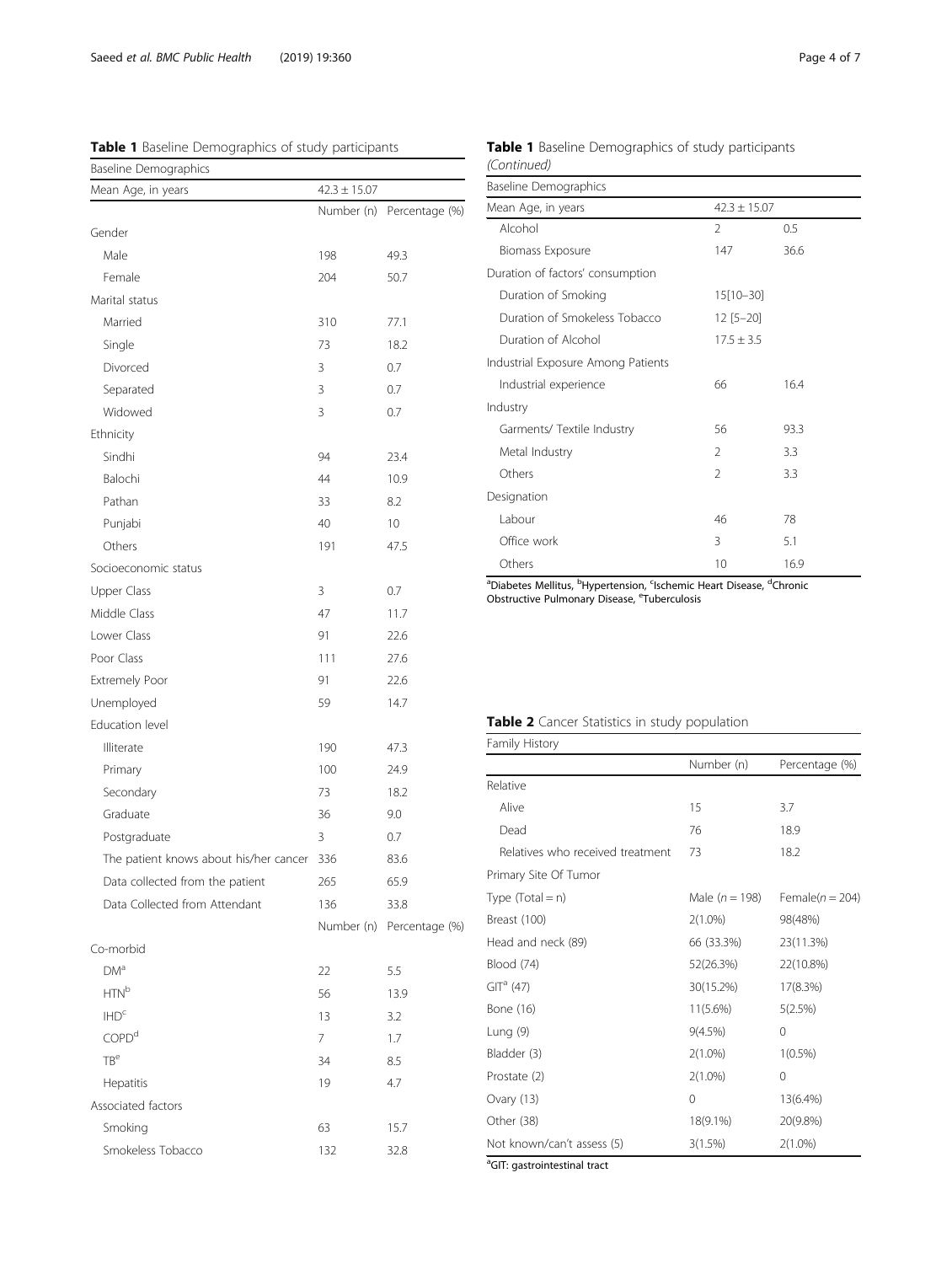**Table 1** Baseline Demographics of study participants

| Baseline Demographics | | |
|---|---|---|
| Mean Age, in years | 42.3 ± 15.07 | |
| | Number (n) | Percentage (%) |
| Gender | | |
| Male | 198 | 49.3 |
| Female | 204 | 50.7 |
| Marital status | | |
| Married | 310 | 77.1 |
| Single | 73 | 18.2 |
| Divorced | 3 | 0.7 |
| Separated | 3 | 0.7 |
| Widowed | 3 | 0.7 |
| Ethnicity | | |
| Sindhi | 94 | 23.4 |
| Balochi | 44 | 10.9 |
| Pathan | 33 | 8.2 |
| Punjabi | 40 | 10 |
| Others | 191 | 47.5 |
| Socioeconomic status | | |
| Upper Class | 3 | 0.7 |
| Middle Class | 47 | 11.7 |
| Lower Class | 91 | 22.6 |
| Poor Class | 111 | 27.6 |
| Extremely Poor | 91 | 22.6 |
| Unemployed | 59 | 14.7 |
| Education level | | |
| Illiterate | 190 | 47.3 |
| Primary | 100 | 24.9 |
| Secondary | 73 | 18.2 |
| Graduate | 36 | 9.0 |
| Postgraduate | 3 | 0.7 |
| The patient knows about his/her cancer | 336 | 83.6 |
| Data collected from the patient | 265 | 65.9 |
| Data Collected from Attendant | 136 | 33.8 |
| | Number (n) | Percentage (%) |
| Co-morbid | | |
| DM[a] | 22 | 5.5 |
| HTN[b] | 56 | 13.9 |
| IHD[c] | 13 | 3.2 |
| COPD[d] | 7 | 1.7 |
| TB[e] | 34 | 8.5 |
| Hepatitis | 19 | 4.7 |
| Associated factors | | |
| Smoking | 63 | 15.7 |
| Smokeless Tobacco | 132 | 32.8 |
| Alcohol | 2 | 0.5 |
| Biomass Exposure | 147 | 36.6 |
| Duration of factors' consumption | | |
| Duration of Smoking | 15[10–30] | |
| Duration of Smokeless Tobacco | 12 [5–20] | |
| Duration of Alcohol | 17.5 ± 3.5 | |
| Industrial Exposure Among Patients | | |
| Industrial experience | 66 | 16.4 |
| Industry | | |
| Garments/ Textile Industry | 56 | 93.3 |
| Metal Industry | 2 | 3.3 |
| Others | 2 | 3.3 |
| Designation | | |
| Labour | 46 | 78 |
| Office work | 3 | 5.1 |
| Others | 10 | 16.9 |

[a]Diabetes Mellitus, [b]Hypertension, [c]Ischemic Heart Disease, [d]Chronic Obstructive Pulmonary Disease, [e]Tuberculosis

**Table 2** Cancer Statistics in study population

| Family History | | |
|---|---|---|
| | Number (n) | Percentage (%) |
| Relative | | |
| Alive | 15 | 3.7 |
| Dead | 76 | 18.9 |
| Relatives who received treatment | 73 | 18.2 |
| Primary Site Of Tumor | | |
| Type (Total = n) | Male (n = 198) | Female(n = 204) |
| Breast (100) | 2(1.0%) | 98(48%) |
| Head and neck (89) | 66 (33.3%) | 23(11.3%) |
| Blood (74) | 52(26.3%) | 22(10.8%) |
| GIT[a] (47) | 30(15.2%) | 17(8.3%) |
| Bone (16) | 11(5.6%) | 5(2.5%) |
| Lung (9) | 9(4.5%) | 0 |
| Bladder (3) | 2(1.0%) | 1(0.5%) |
| Prostate (2) | 2(1.0%) | 0 |
| Ovary (13) | 0 | 13(6.4%) |
| Other (38) | 18(9.1%) | 20(9.8%) |
| Not known/can't assess (5) | 3(1.5%) | 2(1.0%) |

[a]GIT: gastrointestinal tract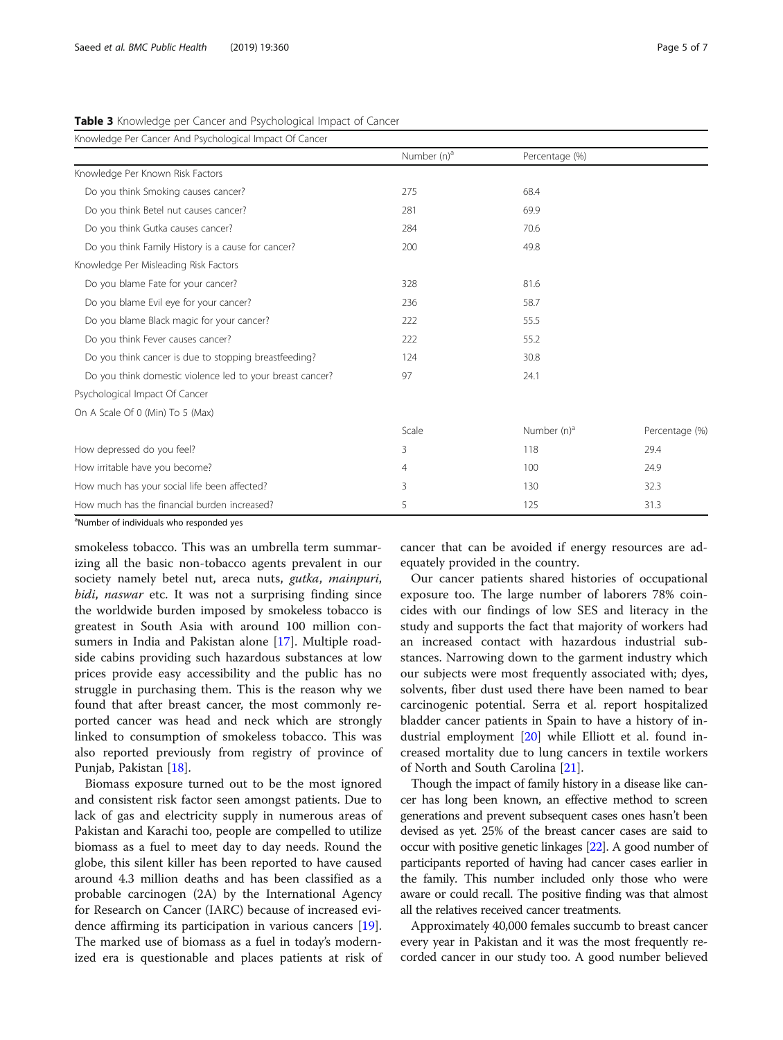**Table 3** Knowledge per Cancer and Psychological Impact of Cancer

| Knowledge Per Cancer And Psychological Impact Of Cancer | | | |
|---|---|---|---|
| | Number (n)[a] | Percentage (%) | |
| Knowledge Per Known Risk Factors | | | |
| Do you think Smoking causes cancer? | 275 | 68.4 | |
| Do you think Betel nut causes cancer? | 281 | 69.9 | |
| Do you think Gutka causes cancer? | 284 | 70.6 | |
| Do you think Family History is a cause for cancer? | 200 | 49.8 | |
| Knowledge Per Misleading Risk Factors | | | |
| Do you blame Fate for your cancer? | 328 | 81.6 | |
| Do you blame Evil eye for your cancer? | 236 | 58.7 | |
| Do you blame Black magic for your cancer? | 222 | 55.5 | |
| Do you think Fever causes cancer? | 222 | 55.2 | |
| Do you think cancer is due to stopping breastfeeding? | 124 | 30.8 | |
| Do you think domestic violence led to your breast cancer? | 97 | 24.1 | |
| Psychological Impact Of Cancer | | | |
| On A Scale Of 0 (Min) To 5 (Max) | | | |
| | Scale | Number (n)[a] | Percentage (%) |
| How depressed do you feel? | 3 | 118 | 29.4 |
| How irritable have you become? | 4 | 100 | 24.9 |
| How much has your social life been affected? | 3 | 130 | 32.3 |
| How much has the financial burden increased? | 5 | 125 | 31.3 |

[a]Number of individuals who responded yes

smokeless tobacco. This was an umbrella term summarizing all the basic non-tobacco agents prevalent in our society namely betel nut, areca nuts, *gutka*, *mainpuri*, *bidi*, *naswar* etc. It was not a surprising finding since the worldwide burden imposed by smokeless tobacco is greatest in South Asia with around 100 million consumers in India and Pakistan alone [17]. Multiple roadside cabins providing such hazardous substances at low prices provide easy accessibility and the public has no struggle in purchasing them. This is the reason why we found that after breast cancer, the most commonly reported cancer was head and neck which are strongly linked to consumption of smokeless tobacco. This was also reported previously from registry of province of Punjab, Pakistan [18].

Biomass exposure turned out to be the most ignored and consistent risk factor seen amongst patients. Due to lack of gas and electricity supply in numerous areas of Pakistan and Karachi too, people are compelled to utilize biomass as a fuel to meet day to day needs. Round the globe, this silent killer has been reported to have caused around 4.3 million deaths and has been classified as a probable carcinogen (2A) by the International Agency for Research on Cancer (IARC) because of increased evidence affirming its participation in various cancers [19]. The marked use of biomass as a fuel in today's modernized era is questionable and places patients at risk of cancer that can be avoided if energy resources are adequately provided in the country.

Our cancer patients shared histories of occupational exposure too. The large number of laborers 78% coincides with our findings of low SES and literacy in the study and supports the fact that majority of workers had an increased contact with hazardous industrial substances. Narrowing down to the garment industry which our subjects were most frequently associated with; dyes, solvents, fiber dust used there have been named to bear carcinogenic potential. Serra et al. report hospitalized bladder cancer patients in Spain to have a history of industrial employment [20] while Elliott et al. found increased mortality due to lung cancers in textile workers of North and South Carolina [21].

Though the impact of family history in a disease like cancer has long been known, an effective method to screen generations and prevent subsequent cases ones hasn't been devised as yet. 25% of the breast cancer cases are said to occur with positive genetic linkages [22]. A good number of participants reported of having had cancer cases earlier in the family. This number included only those who were aware or could recall. The positive finding was that almost all the relatives received cancer treatments.

Approximately 40,000 females succumb to breast cancer every year in Pakistan and it was the most frequently recorded cancer in our study too. A good number believed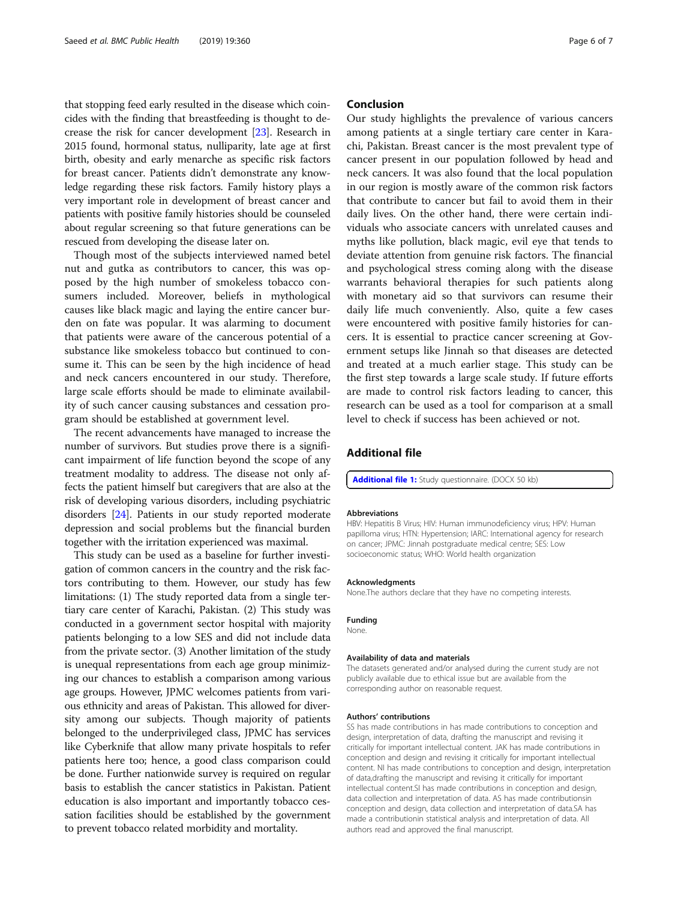that stopping feed early resulted in the disease which coincides with the finding that breastfeeding is thought to decrease the risk for cancer development [23]. Research in 2015 found, hormonal status, nulliparity, late age at first birth, obesity and early menarche as specific risk factors for breast cancer. Patients didn't demonstrate any knowledge regarding these risk factors. Family history plays a very important role in development of breast cancer and patients with positive family histories should be counseled about regular screening so that future generations can be rescued from developing the disease later on.

Though most of the subjects interviewed named betel nut and gutka as contributors to cancer, this was opposed by the high number of smokeless tobacco consumers included. Moreover, beliefs in mythological causes like black magic and laying the entire cancer burden on fate was popular. It was alarming to document that patients were aware of the cancerous potential of a substance like smokeless tobacco but continued to consume it. This can be seen by the high incidence of head and neck cancers encountered in our study. Therefore, large scale efforts should be made to eliminate availability of such cancer causing substances and cessation program should be established at government level.

The recent advancements have managed to increase the number of survivors. But studies prove there is a significant impairment of life function beyond the scope of any treatment modality to address. The disease not only affects the patient himself but caregivers that are also at the risk of developing various disorders, including psychiatric disorders [24]. Patients in our study reported moderate depression and social problems but the financial burden together with the irritation experienced was maximal.

This study can be used as a baseline for further investigation of common cancers in the country and the risk factors contributing to them. However, our study has few limitations: (1) The study reported data from a single tertiary care center of Karachi, Pakistan. (2) This study was conducted in a government sector hospital with majority patients belonging to a low SES and did not include data from the private sector. (3) Another limitation of the study is unequal representations from each age group minimizing our chances to establish a comparison among various age groups. However, JPMC welcomes patients from various ethnicity and areas of Pakistan. This allowed for diversity among our subjects. Though majority of patients belonged to the underprivileged class, JPMC has services like Cyberknife that allow many private hospitals to refer patients here too; hence, a good class comparison could be done. Further nationwide survey is required on regular basis to establish the cancer statistics in Pakistan. Patient education is also important and importantly tobacco cessation facilities should be established by the government to prevent tobacco related morbidity and mortality.

## Conclusion

Our study highlights the prevalence of various cancers among patients at a single tertiary care center in Karachi, Pakistan. Breast cancer is the most prevalent type of cancer present in our population followed by head and neck cancers. It was also found that the local population in our region is mostly aware of the common risk factors that contribute to cancer but fail to avoid them in their daily lives. On the other hand, there were certain individuals who associate cancers with unrelated causes and myths like pollution, black magic, evil eye that tends to deviate attention from genuine risk factors. The financial and psychological stress coming along with the disease warrants behavioral therapies for such patients along with monetary aid so that survivors can resume their daily life much conveniently. Also, quite a few cases were encountered with positive family histories for cancers. It is essential to practice cancer screening at Government setups like Jinnah so that diseases are detected and treated at a much earlier stage. This study can be the first step towards a large scale study. If future efforts are made to control risk factors leading to cancer, this research can be used as a tool for comparison at a small level to check if success has been achieved or not.

## Additional file

**Additional file 1:** Study questionnaire. (DOCX 50 kb)

#### Abbreviations

HBV: Hepatitis B Virus; HIV: Human immunodeficiency virus; HPV: Human papilloma virus; HTN: Hypertension; IARC: International agency for research on cancer; JPMC: Jinnah postgraduate medical centre; SES: Low socioeconomic status; WHO: World health organization

#### Acknowledgments

None.The authors declare that they have no competing interests.

#### Funding

None.

#### Availability of data and materials

The datasets generated and/or analysed during the current study are not publicly available due to ethical issue but are available from the corresponding author on reasonable request.

#### Authors' contributions

SS has made contributions in has made contributions to conception and design, interpretation of data, drafting the manuscript and revising it critically for important intellectual content. JAK has made contributions in conception and design and revising it critically for important intellectual content. NI has made contributions to conception and design, interpretation of data,drafting the manuscript and revising it critically for important intellectual content.SI has made contributions in conception and design, data collection and interpretation of data. AS has made contributionsin conception and design, data collection and interpretation of data.SA has made a contributionin statistical analysis and interpretation of data. All authors read and approved the final manuscript.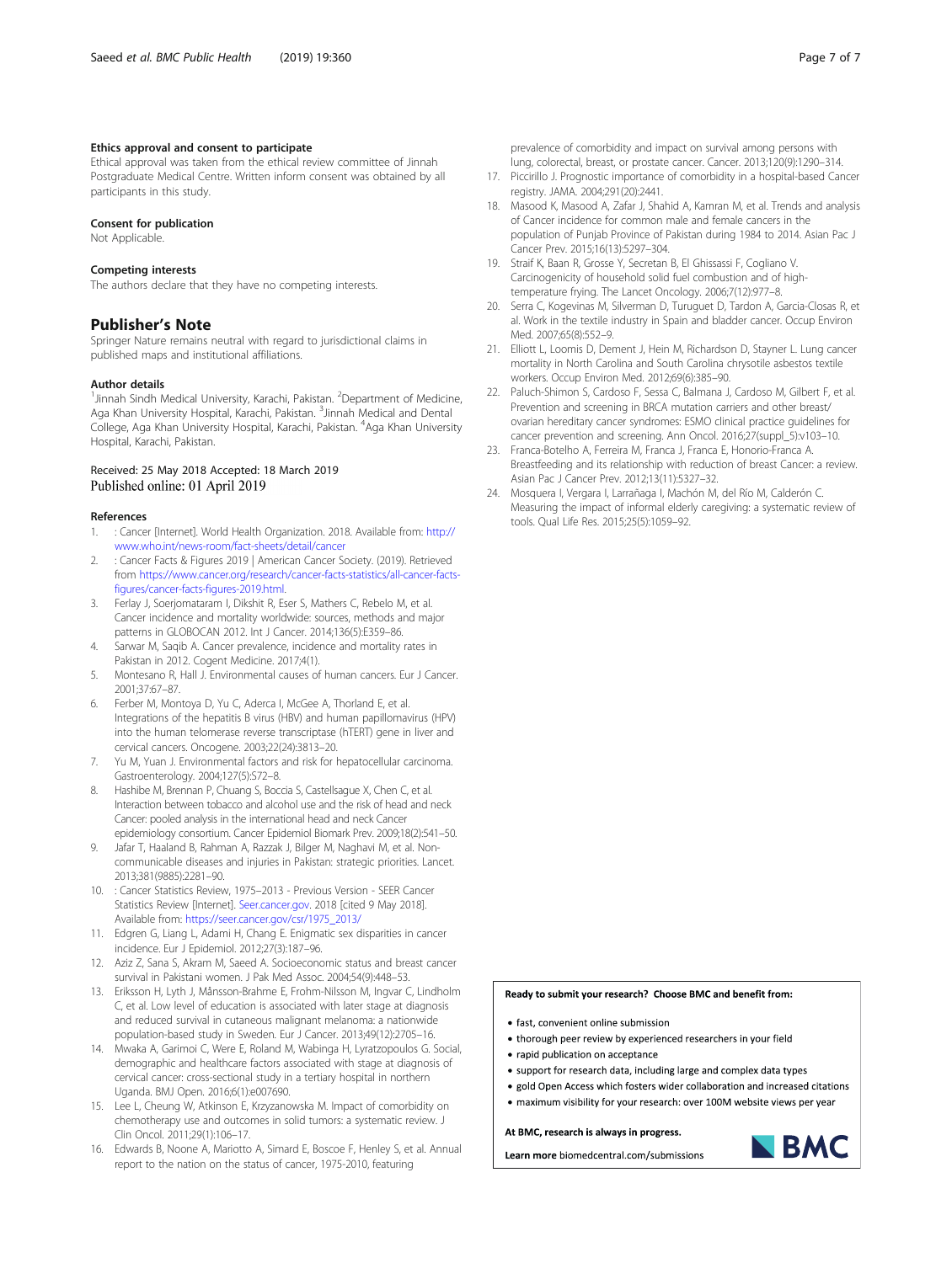### Ethics approval and consent to participate

Ethical approval was taken from the ethical review committee of Jinnah Postgraduate Medical Centre. Written inform consent was obtained by all participants in this study.

### Consent for publication

Not Applicable.

### Competing interests

The authors declare that they have no competing interests.

## Publisher's Note

Springer Nature remains neutral with regard to jurisdictional claims in published maps and institutional affiliations.

### Author details

[1]Jinnah Sindh Medical University, Karachi, Pakistan. [2]Department of Medicine, Aga Khan University Hospital, Karachi, Pakistan. [3]Jinnah Medical and Dental College, Aga Khan University Hospital, Karachi, Pakistan. [4]Aga Khan University Hospital, Karachi, Pakistan.

Received: 25 May 2018 Accepted: 18 March 2019
Published online: 01 April 2019

### References

1. : Cancer [Internet]. World Health Organization. 2018. Available from: http://www.who.int/news-room/fact-sheets/detail/cancer
2. : Cancer Facts & Figures 2019 | American Cancer Society. (2019). Retrieved from https://www.cancer.org/research/cancer-facts-statistics/all-cancer-facts-figures/cancer-facts-figures-2019.html.
3. Ferlay J, Soerjomataram I, Dikshit R, Eser S, Mathers C, Rebelo M, et al. Cancer incidence and mortality worldwide: sources, methods and major patterns in GLOBOCAN 2012. Int J Cancer. 2014;136(5):E359–86.
4. Sarwar M, Saqib A. Cancer prevalence, incidence and mortality rates in Pakistan in 2012. Cogent Medicine. 2017;4(1).
5. Montesano R, Hall J. Environmental causes of human cancers. Eur J Cancer. 2001;37:67–87.
6. Ferber M, Montoya D, Yu C, Aderca I, McGee A, Thorland E, et al. Integrations of the hepatitis B virus (HBV) and human papillomavirus (HPV) into the human telomerase reverse transcriptase (hTERT) gene in liver and cervical cancers. Oncogene. 2003;22(24):3813–20.
7. Yu M, Yuan J. Environmental factors and risk for hepatocellular carcinoma. Gastroenterology. 2004;127(5):S72–8.
8. Hashibe M, Brennan P, Chuang S, Boccia S, Castellsague X, Chen C, et al. Interaction between tobacco and alcohol use and the risk of head and neck Cancer: pooled analysis in the international head and neck Cancer epidemiology consortium. Cancer Epidemiol Biomark Prev. 2009;18(2):541–50.
9. Jafar T, Haaland B, Rahman A, Razzak J, Bilger M, Naghavi M, et al. Non-communicable diseases and injuries in Pakistan: strategic priorities. Lancet. 2013;381(9885):2281–90.
10. : Cancer Statistics Review, 1975–2013 - Previous Version - SEER Cancer Statistics Review [Internet]. Seer.cancer.gov. 2018 [cited 9 May 2018]. Available from: https://seer.cancer.gov/csr/1975_2013/
11. Edgren G, Liang L, Adami H, Chang E. Enigmatic sex disparities in cancer incidence. Eur J Epidemiol. 2012;27(3):187–96.
12. Aziz Z, Sana S, Akram M, Saeed A. Socioeconomic status and breast cancer survival in Pakistani women. J Pak Med Assoc. 2004;54(9):448–53.
13. Eriksson H, Lyth J, Månsson-Brahme E, Frohm-Nilsson M, Ingvar C, Lindholm C, et al. Low level of education is associated with later stage at diagnosis and reduced survival in cutaneous malignant melanoma: a nationwide population-based study in Sweden. Eur J Cancer. 2013;49(12):2705–16.
14. Mwaka A, Garimoi C, Were E, Roland M, Wabinga H, Lyratzopoulos G. Social, demographic and healthcare factors associated with stage at diagnosis of cervical cancer: cross-sectional study in a tertiary hospital in northern Uganda. BMJ Open. 2016;6(1):e007690.
15. Lee L, Cheung W, Atkinson E, Krzyzanowska M. Impact of comorbidity on chemotherapy use and outcomes in solid tumors: a systematic review. J Clin Oncol. 2011;29(1):106–17.
16. Edwards B, Noone A, Mariotto A, Simard E, Boscoe F, Henley S, et al. Annual report to the nation on the status of cancer, 1975-2010, featuring prevalence of comorbidity and impact on survival among persons with lung, colorectal, breast, or prostate cancer. Cancer. 2013;120(9):1290–314.
17. Piccirillo J. Prognostic importance of comorbidity in a hospital-based Cancer registry. JAMA. 2004;291(20):2441.
18. Masood K, Masood A, Zafar J, Shahid A, Kamran M, et al. Trends and analysis of Cancer incidence for common male and female cancers in the population of Punjab Province of Pakistan during 1984 to 2014. Asian Pac J Cancer Prev. 2015;16(13):5297–304.
19. Straif K, Baan R, Grosse Y, Secretan B, El Ghissassi F, Cogliano V. Carcinogenicity of household solid fuel combustion and of high-temperature frying. The Lancet Oncology. 2006;7(12):977–8.
20. Serra C, Kogevinas M, Silverman D, Turuguet D, Tardon A, Garcia-Closas R, et al. Work in the textile industry in Spain and bladder cancer. Occup Environ Med. 2007;65(8):552–9.
21. Elliott L, Loomis D, Dement J, Hein M, Richardson D, Stayner L. Lung cancer mortality in North Carolina and South Carolina chrysotile asbestos textile workers. Occup Environ Med. 2012;69(6):385–90.
22. Paluch-Shimon S, Cardoso F, Sessa C, Balmana J, Cardoso M, Gilbert F, et al. Prevention and screening in BRCA mutation carriers and other breast/ovarian hereditary cancer syndromes: ESMO clinical practice guidelines for cancer prevention and screening. Ann Oncol. 2016;27(suppl_5):v103–10.
23. Franca-Botelho A, Ferreira M, Franca J, Franca E, Honorio-Franca A. Breastfeeding and its relationship with reduction of breast Cancer: a review. Asian Pac J Cancer Prev. 2012;13(11):5327–32.
24. Mosquera I, Vergara I, Larrañaga I, Machón M, del Río M, Calderón C. Measuring the impact of informal elderly caregiving: a systematic review of tools. Qual Life Res. 2015;25(5):1059–92.

**Ready to submit your research? Choose BMC and benefit from:**

- fast, convenient online submission
- thorough peer review by experienced researchers in your field
- rapid publication on acceptance
- support for research data, including large and complex data types
- gold Open Access which fosters wider collaboration and increased citations
- maximum visibility for your research: over 100M website views per year

**At BMC, research is always in progress.**

**Learn more** biomedcentral.com/submissions

BMC